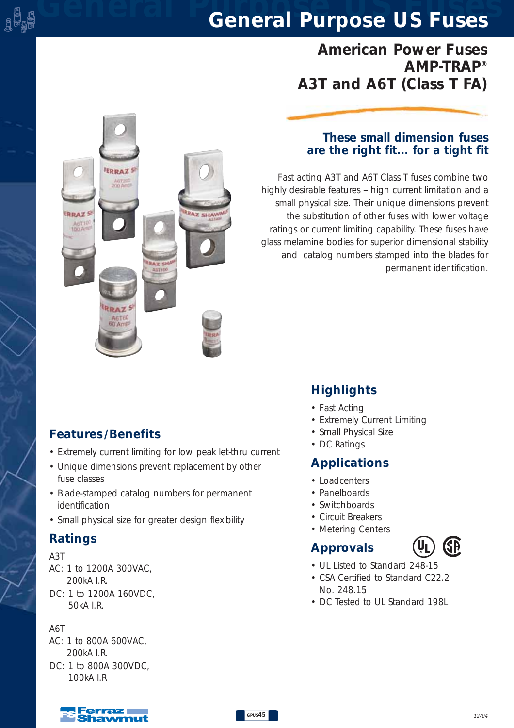# General Purpose US Fuses

## American Power Fuses
## AMP-TRAP®
## A3T and A6T (Class T FA)

### These small dimension fuses are the right fit... for a tight fit

Fast acting A3T and A6T Class T fuses combine two highly desirable features – high current limitation and a small physical size. Their unique dimensions prevent the substitution of other fuses with lower voltage ratings or current limiting capability. These fuses have glass melamine bodies for superior dimensional stability and catalog numbers stamped into the blades for permanent identification.

## Highlights

- Fast Acting
- Extremely Current Limiting
- Small Physical Size
- DC Ratings

## Features/Benefits

- Extremely current limiting for low peak let-thru current
- Unique dimensions prevent replacement by other fuse classes
- Blade-stamped catalog numbers for permanent identification
- Small physical size for greater design flexibility

## Applications

- Loadcenters
- Panelboards
- Switchboards
- Circuit Breakers
- Metering Centers

## Ratings

A3T
AC: 1 to 1200A 300VAC, 200kA I.R.
DC: 1 to 1200A 160VDC, 50kA I.R.

A6T
AC: 1 to 800A 600VAC, 200kA I.R.
DC: 1 to 800A 300VDC, 100kA I.R

## Approvals

- UL Listed to Standard 248-15
- CSA Certified to Standard C22.2 No. 248.15
- DC Tested to UL Standard 198L

12/04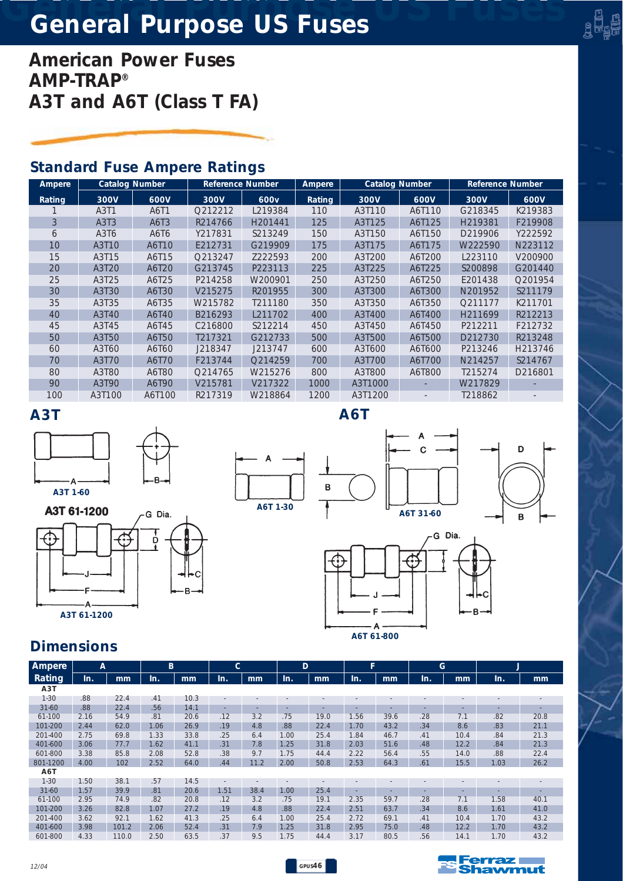# General Purpose US Fuses

## American Power Fuses
## AMP-TRAP®
## A3T and A6T (Class T FA)

## Standard Fuse Ampere Ratings

| Ampere | Catalog Number | | Reference Number | | Ampere | Catalog Number | | Reference Number | |
|---|---|---|---|---|---|---|---|---|---|
| Rating | 300V | 600V | 300V | 600v | Rating | 300V | 600V | 300V | 600V |
| 1 | A3T1 | A6T1 | Q212212 | L219384 | 110 | A3T110 | A6T110 | G218345 | K219383 |
| 3 | A3T3 | A6T3 | R214766 | H201441 | 125 | A3T125 | A6T125 | H219381 | F219908 |
| 6 | A3T6 | A6T6 | Y217831 | S213249 | 150 | A3T150 | A6T150 | D219906 | Y222592 |
| 10 | A3T10 | A6T10 | E212731 | G219909 | 175 | A3T175 | A6T175 | W222590 | N223112 |
| 15 | A3T15 | A6T15 | Q213247 | Z222593 | 200 | A3T200 | A6T200 | L223110 | V200900 |
| 20 | A3T20 | A6T20 | G213745 | P223113 | 225 | A3T225 | A6T225 | S200898 | G201440 |
| 25 | A3T25 | A6T25 | P214258 | W200901 | 250 | A3T250 | A6T250 | E201438 | Q201954 |
| 30 | A3T30 | A6T30 | V215275 | R201955 | 300 | A3T300 | A6T300 | N201952 | S211179 |
| 35 | A3T35 | A6T35 | W215782 | T211180 | 350 | A3T350 | A6T350 | Q211177 | K211701 |
| 40 | A3T40 | A6T40 | B216293 | L211702 | 400 | A3T400 | A6T400 | H211699 | R212213 |
| 45 | A3T45 | A6T45 | C216800 | S212214 | 450 | A3T450 | A6T450 | P212211 | F212732 |
| 50 | A3T50 | A6T50 | T217321 | G212733 | 500 | A3T500 | A6T500 | D212730 | R213248 |
| 60 | A3T60 | A6T60 | J218347 | J213747 | 600 | A3T600 | A6T600 | P213246 | H213746 |
| 70 | A3T70 | A6T70 | F213744 | Q214259 | 700 | A3T700 | A6T700 | N214257 | S214767 |
| 80 | A3T80 | A6T80 | Q214765 | W215276 | 800 | A3T800 | A6T800 | T215274 | D216801 |
| 90 | A3T90 | A6T90 | V215781 | V217322 | 1000 | A3T1000 | - | W217829 | - |
| 100 | A3T100 | A6T100 | R217319 | W218864 | 1200 | A3T1200 | - | T218862 | - |

## A3T

A3T 1-60

A3T 61-1200

## A6T

A6T 1-30

A6T 31-60

A6T 61-800

## Dimensions

| Ampere | A | | B | | C | | D | | F | | G | | J | |
|---|---|---|---|---|---|---|---|---|---|---|---|---|---|---|
| Rating | In. | mm | In. | mm | In. | mm | In. | mm | In. | mm | In. | mm | In. | mm |
| **A3T** | | | | | | | | | | | | | | |
| 1-30 | .88 | 22.4 | .41 | 10.3 | - | - | - | - | - | - | - | - | - | - |
| 31-60 | .88 | 22.4 | .56 | 14.1 | - | - | - | - | - | - | - | - | - | - |
| 61-100 | 2.16 | 54.9 | .81 | 20.6 | .12 | 3.2 | .75 | 19.0 | 1.56 | 39.6 | .28 | 7.1 | .82 | 20.8 |
| 101-200 | 2.44 | 62.0 | 1.06 | 26.9 | .19 | 4.8 | .88 | 22.4 | 1.70 | 43.2 | .34 | 8.6 | .83 | 21.1 |
| 201-400 | 2.75 | 69.8 | 1.33 | 33.8 | .25 | 6.4 | 1.00 | 25.4 | 1.84 | 46.7 | .41 | 10.4 | .84 | 21.3 |
| 401-600 | 3.06 | 77.7 | 1.62 | 41.1 | .31 | 7.8 | 1.25 | 31.8 | 2.03 | 51.6 | .48 | 12.2 | .84 | 21.3 |
| 601-800 | 3.38 | 85.8 | 2.08 | 52.8 | .38 | 9.7 | 1.75 | 44.4 | 2.22 | 56.4 | .55 | 14.0 | .88 | 22.4 |
| 801-1200 | 4.00 | 102 | 2.52 | 64.0 | .44 | 11.2 | 2.00 | 50.8 | 2.53 | 64.3 | .61 | 15.5 | 1.03 | 26.2 |
| **A6T** | | | | | | | | | | | | | | |
| 1-30 | 1.50 | 38.1 | .57 | 14.5 | - | - | - | - | - | - | - | - | - | - |
| 31-60 | 1.57 | 39.9 | .81 | 20.6 | 1.51 | 38.4 | 1.00 | 25.4 | - | - | - | - | - | - |
| 61-100 | 2.95 | 74.9 | .82 | 20.8 | .12 | 3.2 | .75 | 19.1 | 2.35 | 59.7 | .28 | 7.1 | 1.58 | 40.1 |
| 101-200 | 3.26 | 82.8 | 1.07 | 27.2 | .19 | 4.8 | .88 | 22.4 | 2.51 | 63.7 | .34 | 8.6 | 1.61 | 41.0 |
| 201-400 | 3.62 | 92.1 | 1.62 | 41.3 | .25 | 6.4 | 1.00 | 25.4 | 2.72 | 69.1 | .41 | 10.4 | 1.70 | 43.2 |
| 401-600 | 3.98 | 101.2 | 2.06 | 52.4 | .31 | 7.9 | 1.25 | 31.8 | 2.95 | 75.0 | .48 | 12.2 | 1.70 | 43.2 |
| 601-800 | 4.33 | 110.0 | 2.50 | 63.5 | .37 | 9.5 | 1.75 | 44.4 | 3.17 | 80.5 | .56 | 14.1 | 1.70 | 43.2 |

12/04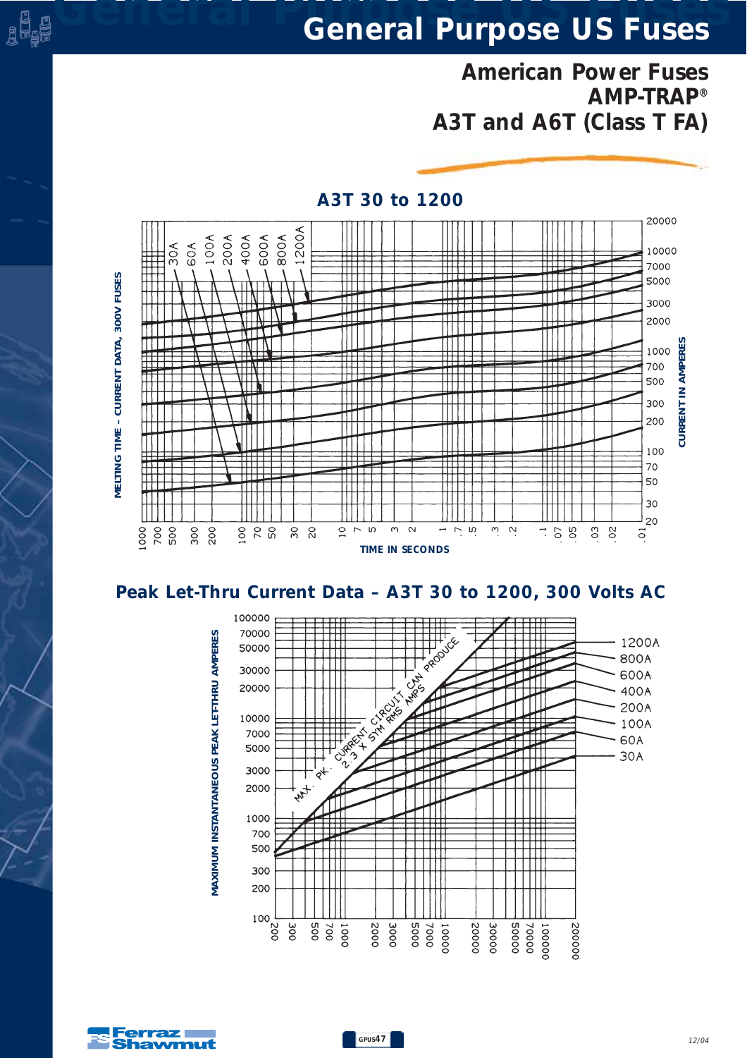# General Purpose US Fuses

## American Power Fuses
## AMP-TRAP®
## A3T and A6T (Class T FA)

### A3T 30 to 1200

MELTING TIME – CURRENT DATA, 300V FUSES

Curves: 30A, 60A, 100A, 200A, 400A, 600A, 800A, 1200A

CURRENT IN AMPERES: 20, 30, 50, 70, 100, 200, 300, 500, 700, 1000, 2000, 3000, 5000, 7000, 10000, 20000

TIME IN SECONDS: 1000, 700, 500, 300, 200, 100, 70, 50, 30, 20, 10, 7, 5, 3, 2, 1, .7, .5, .3, .2, .1, .07, .05, .03, .02, .01

### Peak Let-Thru Current Data – A3T 30 to 1200, 300 Volts AC

MAXIMUM INSTANTANEOUS PEAK LET-THRU AMPERES: 100, 200, 300, 500, 700, 1000, 2000, 3000, 5000, 7000, 10000, 20000, 30000, 50000, 70000, 100000

MAX. PK. CURRENT CIRCUIT CAN PRODUCE 2.3 X SYM RMS AMPS

Curves: 1200A, 800A, 600A, 400A, 200A, 100A, 60A, 30A

X-axis: 200, 300, 500, 700, 1000, 2000, 3000, 5000, 7000, 10000, 20000, 30000, 50000, 70000, 100000, 200000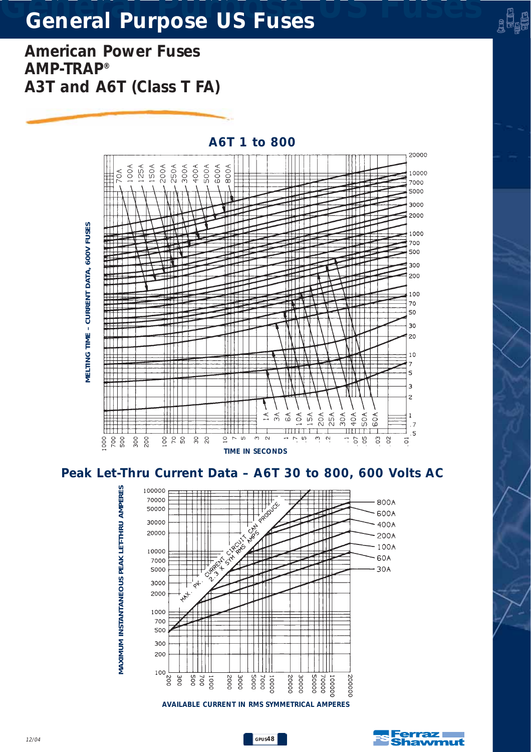# General Purpose US Fuses

## American Power Fuses
## AMP-TRAP®
## A3T and A6T (Class T FA)

### A6T 1 to 800

MELTING TIME – CURRENT DATA, 600V FUSES

70A 100A 125A 150A 200A 250A 300A 400A 500A 600A 800A

1A 3A 6A 10A 15A 20A 25A 30A 40A 50A 60A

20000 10000 7000 5000 3000 2000 1000 700 500 300 200 100 70 50 30 20 10 7 5 3 2 1 .7 .5

1000 700 500 300 200 100 70 50 30 20 10 7 5 3 2 1 .7 .5 .3 .2 .1 .07 .05 .03 .02 .01

TIME IN SECONDS

### Peak Let-Thru Current Data – A6T 30 to 800, 600 Volts AC

MAXIMUM INSTANTANEOUS PEAK LET-THRU AMPERES

MAX. PK. CURRENT CIRCUIT CAN PRODUCE 2.3 X SYM RMS AMPS

800A 600A 400A 200A 100A 60A 30A

100000 70000 50000 30000 20000 10000 7000 5000 3000 2000 1000 700 500 300 200 100

200 300 500 700 1000 2000 3000 5000 7000 10000 20000 30000 50000 70000 100000 200000

AVAILABLE CURRENT IN RMS SYMMETRICAL AMPERES

12/04